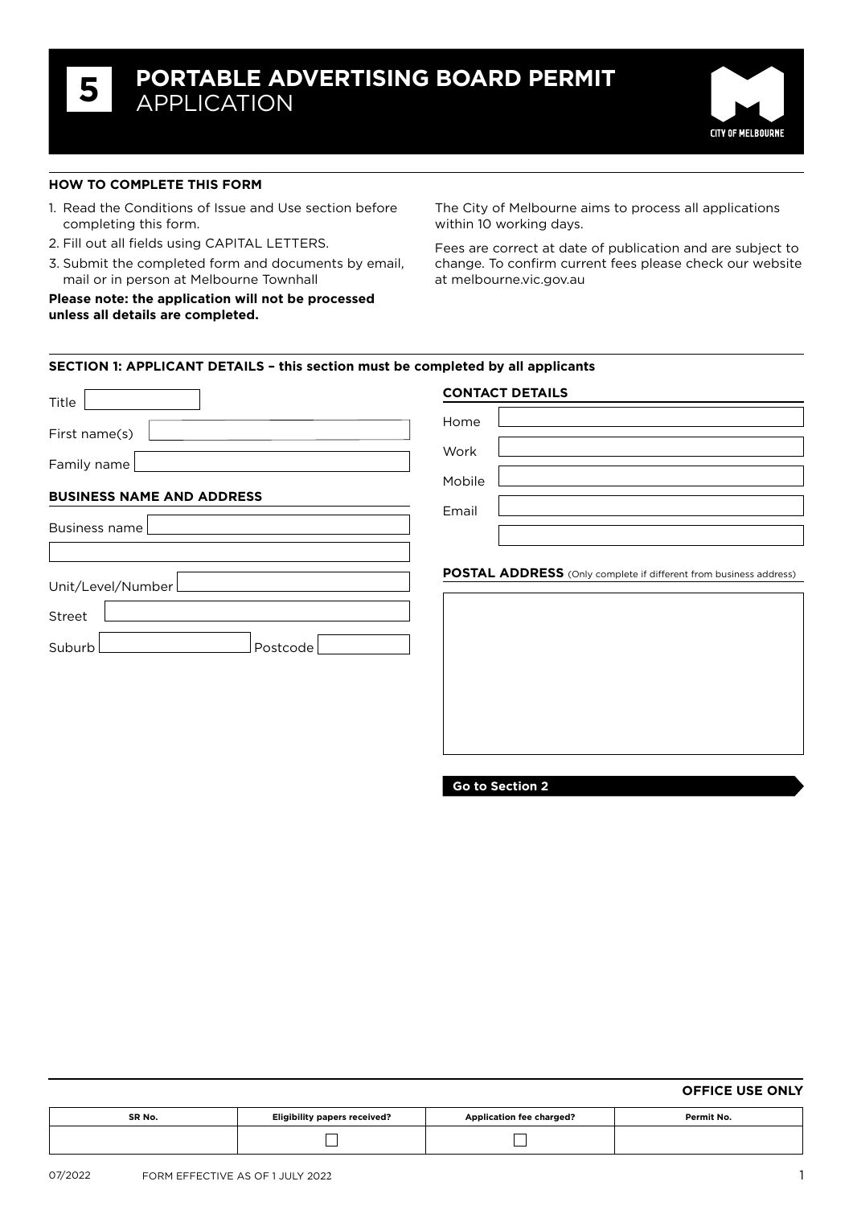# 5 PORTABLE ADVERTISING BOARD PERMIT APPLICATION

CITY OF MELBOURNE

### HOW TO COMPLETE THIS FORM

1. Read the Conditions of Issue and Use section before completing this form.
2. Fill out all fields using CAPITAL LETTERS.
3. Submit the completed form and documents by email, mail or in person at Melbourne Townhall

**Please note: the application will not be processed unless all details are completed.**

The City of Melbourne aims to process all applications within 10 working days.

Fees are correct at date of publication and are subject to change. To confirm current fees please check our website at melbourne.vic.gov.au

### SECTION 1: APPLICANT DETAILS – this section must be completed by all applicants

Title

First name(s)

Family name

**BUSINESS NAME AND ADDRESS**

Business name

Unit/Level/Number

Street

Suburb Postcode

**CONTACT DETAILS**

Home

Work

Mobile

Email

**POSTAL ADDRESS** (Only complete if different from business address)

**Go to Section 2**

**OFFICE USE ONLY**

| SR No. | Eligibility papers received? | Application fee charged? | Permit No. |
|---|---|---|---|
| | ☐ | ☐ | |

07/2022 FORM EFFECTIVE AS OF 1 JULY 2022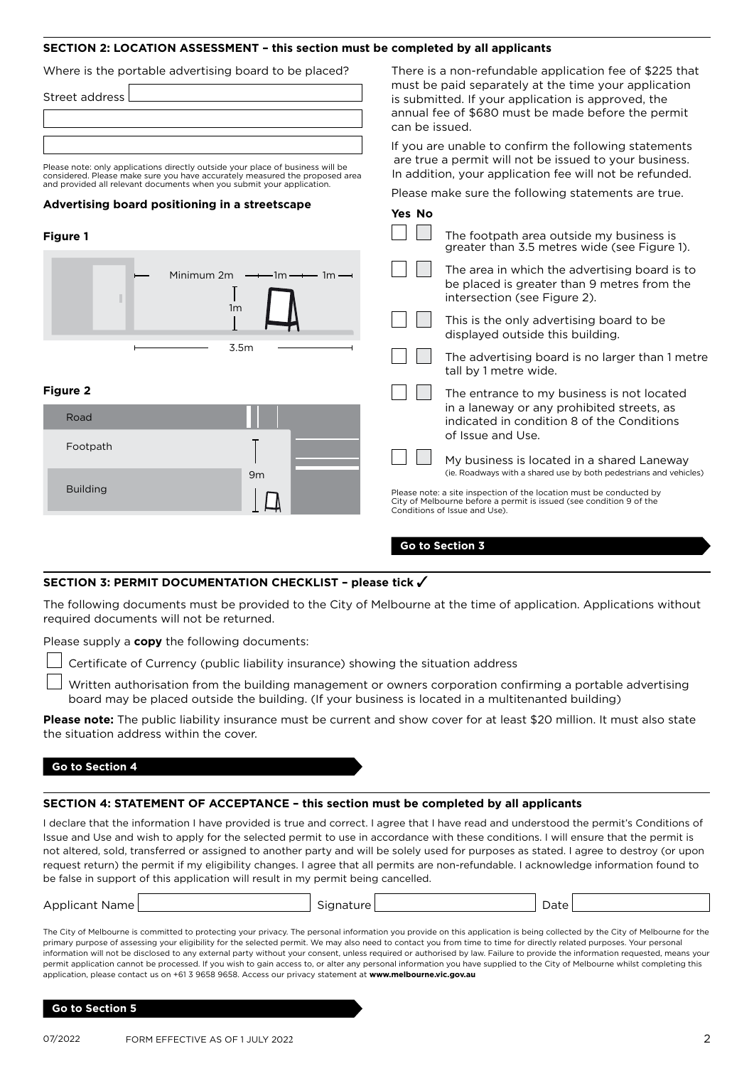## SECTION 2: LOCATION ASSESSMENT – this section must be completed by all applicants

Where is the portable advertising board to be placed?

Street address

Please note: only applications directly outside your place of business will be considered. Please make sure you have accurately measured the proposed area and provided all relevant documents when you submit your application.

### Advertising board positioning in a streetscape

**Figure 1**

Minimum 2m — 1m — 1m

1m

3.5m

**Figure 2**

Road

Footpath

Building

9m

There is a non-refundable application fee of $225 that must be paid separately at the time your application is submitted. If your application is approved, the annual fee of $680 must be made before the permit can be issued.

If you are unable to confirm the following statements are true a permit will not be issued to your business. In addition, your application fee will not be refunded.

Please make sure the following statements are true.

| Yes | No | |
|---|---|---|
| ☐ | ☐ | The footpath area outside my business is greater than 3.5 metres wide (see Figure 1). |
| ☐ | ☐ | The area in which the advertising board is to be placed is greater than 9 metres from the intersection (see Figure 2). |
| ☐ | ☐ | This is the only advertising board to be displayed outside this building. |
| ☐ | ☐ | The advertising board is no larger than 1 metre tall by 1 metre wide. |
| ☐ | ☐ | The entrance to my business is not located in a laneway or any prohibited streets, as indicated in condition 8 of the Conditions of Issue and Use. |
| ☐ | ☐ | My business is located in a shared Laneway (ie. Roadways with a shared use by both pedestrians and vehicles) |

Please note: a site inspection of the location must be conducted by City of Melbourne before a permit is issued (see condition 9 of the Conditions of Issue and Use).

**Go to Section 3**

## SECTION 3: PERMIT DOCUMENTATION CHECKLIST – please tick ✓

The following documents must be provided to the City of Melbourne at the time of application. Applications without required documents will not be returned.

Please supply a **copy** the following documents:

☐ Certificate of Currency (public liability insurance) showing the situation address

☐ Written authorisation from the building management or owners corporation confirming a portable advertising board may be placed outside the building. (If your business is located in a multitenanted building)

**Please note:** The public liability insurance must be current and show cover for at least $20 million. It must also state the situation address within the cover.

**Go to Section 4**

## SECTION 4: STATEMENT OF ACCEPTANCE – this section must be completed by all applicants

I declare that the information I have provided is true and correct. I agree that I have read and understood the permit's Conditions of Issue and Use and wish to apply for the selected permit to use in accordance with these conditions. I will ensure that the permit is not altered, sold, transferred or assigned to another party and will be solely used for purposes as stated. I agree to destroy (or upon request return) the permit if my eligibility changes. I agree that all permits are non-refundable. I acknowledge information found to be false in support of this application will result in my permit being cancelled.

Applicant Name &nbsp;&nbsp;&nbsp;&nbsp; Signature &nbsp;&nbsp;&nbsp;&nbsp; Date

The City of Melbourne is committed to protecting your privacy. The personal information you provide on this application is being collected by the City of Melbourne for the primary purpose of assessing your eligibility for the selected permit. We may also need to contact you from time to time for directly related purposes. Your personal information will not be disclosed to any external party without your consent, unless required or authorised by law. Failure to provide the information requested, means your permit application cannot be processed. If you wish to gain access to, or alter any personal information you have supplied to the City of Melbourne whilst completing this application, please contact us on +61 3 9658 9658. Access our privacy statement at **www.melbourne.vic.gov.au**

**Go to Section 5**

07/2022 FORM EFFECTIVE AS OF 1 JULY 2022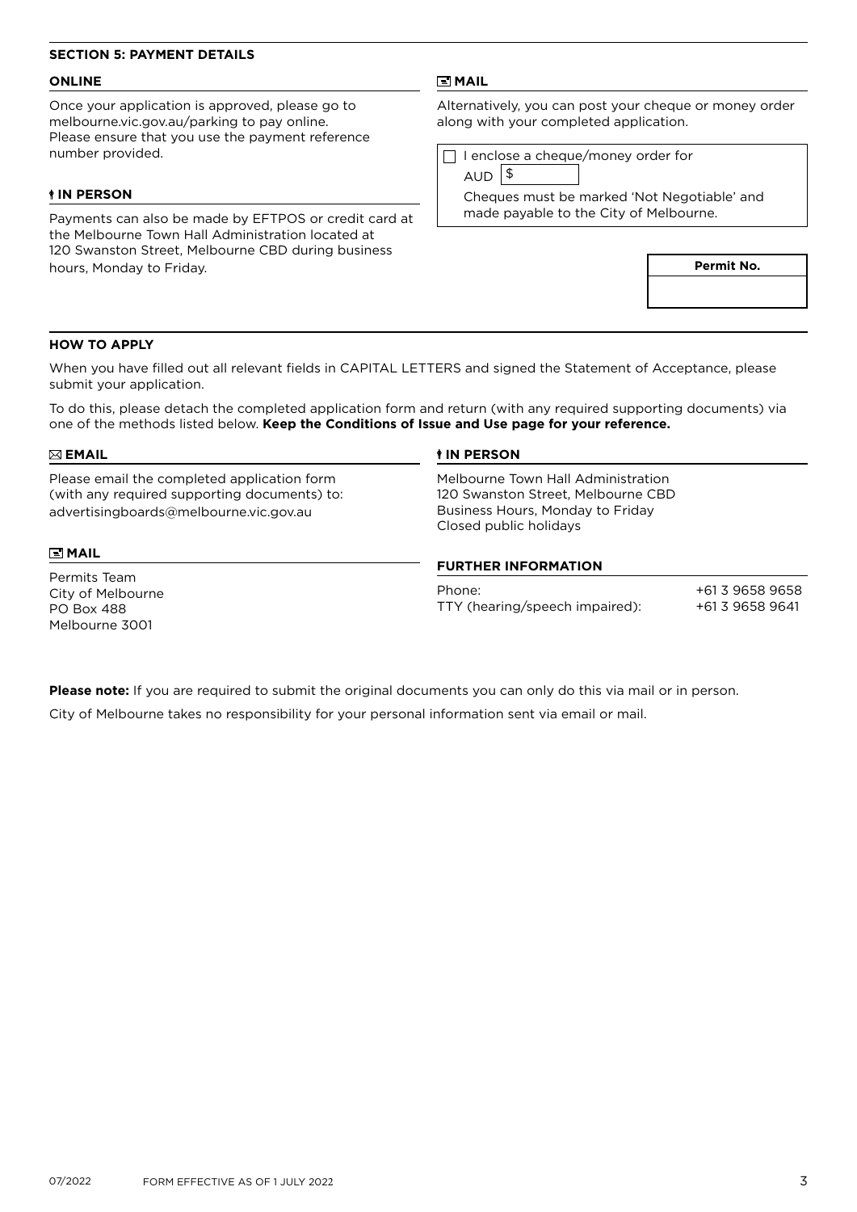## SECTION 5: PAYMENT DETAILS

### ONLINE

Once your application is approved, please go to melbourne.vic.gov.au/parking to pay online. Please ensure that you use the payment reference number provided.

### IN PERSON

Payments can also be made by EFTPOS or credit card at the Melbourne Town Hall Administration located at 120 Swanston Street, Melbourne CBD during business hours, Monday to Friday.

### MAIL

Alternatively, you can post your cheque or money order along with your completed application.

☐ I enclose a cheque/money order for AUD $

Cheques must be marked 'Not Negotiable' and made payable to the City of Melbourne.

| Permit No. |
|---|
| |

## HOW TO APPLY

When you have filled out all relevant fields in CAPITAL LETTERS and signed the Statement of Acceptance, please submit your application.

To do this, please detach the completed application form and return (with any required supporting documents) via one of the methods listed below. **Keep the Conditions of Issue and Use page for your reference.**

### EMAIL

Please email the completed application form (with any required supporting documents) to: advertisingboards@melbourne.vic.gov.au

### MAIL

Permits Team
City of Melbourne
PO Box 488
Melbourne 3001

### IN PERSON

Melbourne Town Hall Administration
120 Swanston Street, Melbourne CBD
Business Hours, Monday to Friday
Closed public holidays

### FURTHER INFORMATION

| | |
|---|---|
| Phone: | +61 3 9658 9658 |
| TTY (hearing/speech impaired): | +61 3 9658 9641 |

**Please note:** If you are required to submit the original documents you can only do this via mail or in person.

City of Melbourne takes no responsibility for your personal information sent via email or mail.

07/2022 FORM EFFECTIVE AS OF 1 JULY 2022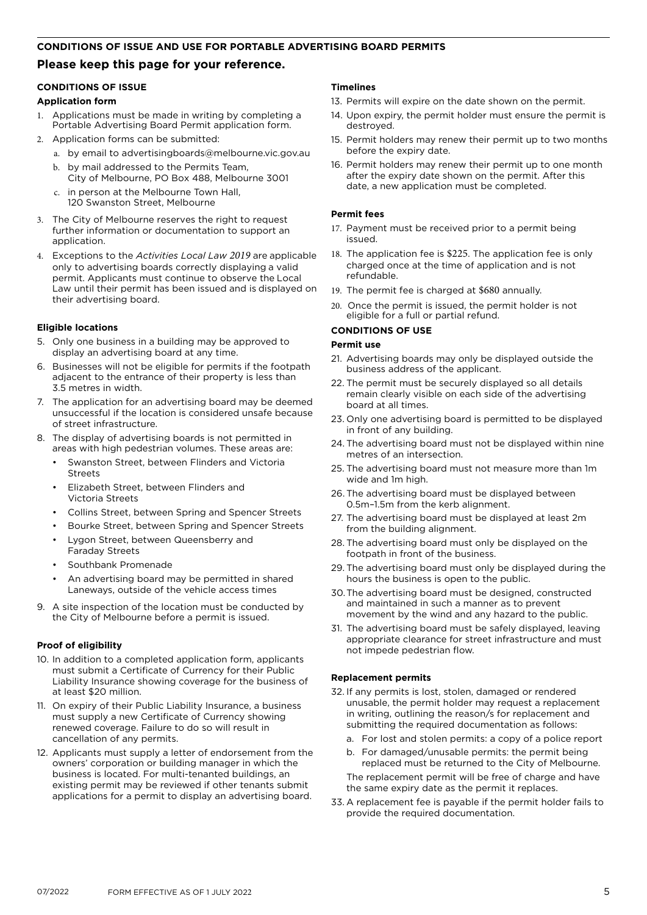## CONDITIONS OF ISSUE AND USE FOR PORTABLE ADVERTISING BOARD PERMITS

**Please keep this page for your reference.**

### CONDITIONS OF ISSUE

#### Application form

1. Applications must be made in writing by completing a Portable Advertising Board Permit application form.
2. Application forms can be submitted:
   a. by email to advertisingboards@melbourne.vic.gov.au
   b. by mail addressed to the Permits Team, City of Melbourne, PO Box 488, Melbourne 3001
   c. in person at the Melbourne Town Hall, 120 Swanston Street, Melbourne
3. The City of Melbourne reserves the right to request further information or documentation to support an application.
4. Exceptions to the *Activities Local Law 2019* are applicable only to advertising boards correctly displaying a valid permit. Applicants must continue to observe the Local Law until their permit has been issued and is displayed on their advertising board.

#### Eligible locations

5. Only one business in a building may be approved to display an advertising board at any time.
6. Businesses will not be eligible for permits if the footpath adjacent to the entrance of their property is less than 3.5 metres in width.
7. The application for an advertising board may be deemed unsuccessful if the location is considered unsafe because of street infrastructure.
8. The display of advertising boards is not permitted in areas with high pedestrian volumes. These areas are:
   - Swanston Street, between Flinders and Victoria Streets
   - Elizabeth Street, between Flinders and Victoria Streets
   - Collins Street, between Spring and Spencer Streets
   - Bourke Street, between Spring and Spencer Streets
   - Lygon Street, between Queensberry and Faraday Streets
   - Southbank Promenade
   - An advertising board may be permitted in shared Laneways, outside of the vehicle access times
9. A site inspection of the location must be conducted by the City of Melbourne before a permit is issued.

#### Proof of eligibility

10. In addition to a completed application form, applicants must submit a Certificate of Currency for their Public Liability Insurance showing coverage for the business of at least $20 million.
11. On expiry of their Public Liability Insurance, a business must supply a new Certificate of Currency showing renewed coverage. Failure to do so will result in cancellation of any permits.
12. Applicants must supply a letter of endorsement from the owners' corporation or building manager in which the business is located. For multi-tenanted buildings, an existing permit may be reviewed if other tenants submit applications for a permit to display an advertising board.

#### Timelines

13. Permits will expire on the date shown on the permit.
14. Upon expiry, the permit holder must ensure the permit is destroyed.
15. Permit holders may renew their permit up to two months before the expiry date.
16. Permit holders may renew their permit up to one month after the expiry date shown on the permit. After this date, a new application must be completed.

#### Permit fees

17. Payment must be received prior to a permit being issued.
18. The application fee is $225. The application fee is only charged once at the time of application and is not refundable.
19. The permit fee is charged at $680 annually.
20. Once the permit is issued, the permit holder is not eligible for a full or partial refund.

### CONDITIONS OF USE

#### Permit use

21. Advertising boards may only be displayed outside the business address of the applicant.
22. The permit must be securely displayed so all details remain clearly visible on each side of the advertising board at all times.
23. Only one advertising board is permitted to be displayed in front of any building.
24. The advertising board must not be displayed within nine metres of an intersection.
25. The advertising board must not measure more than 1m wide and 1m high.
26. The advertising board must be displayed between 0.5m–1.5m from the kerb alignment.
27. The advertising board must be displayed at least 2m from the building alignment.
28. The advertising board must only be displayed on the footpath in front of the business.
29. The advertising board must only be displayed during the hours the business is open to the public.
30. The advertising board must be designed, constructed and maintained in such a manner as to prevent movement by the wind and any hazard to the public.
31. The advertising board must be safely displayed, leaving appropriate clearance for street infrastructure and must not impede pedestrian flow.

#### Replacement permits

32. If any permits is lost, stolen, damaged or rendered unusable, the permit holder may request a replacement in writing, outlining the reason/s for replacement and submitting the required documentation as follows:
    a. For lost and stolen permits: a copy of a police report
    b. For damaged/unusable permits: the permit being replaced must be returned to the City of Melbourne.

    The replacement permit will be free of charge and have the same expiry date as the permit it replaces.
33. A replacement fee is payable if the permit holder fails to provide the required documentation.

07/2022 FORM EFFECTIVE AS OF 1 JULY 2022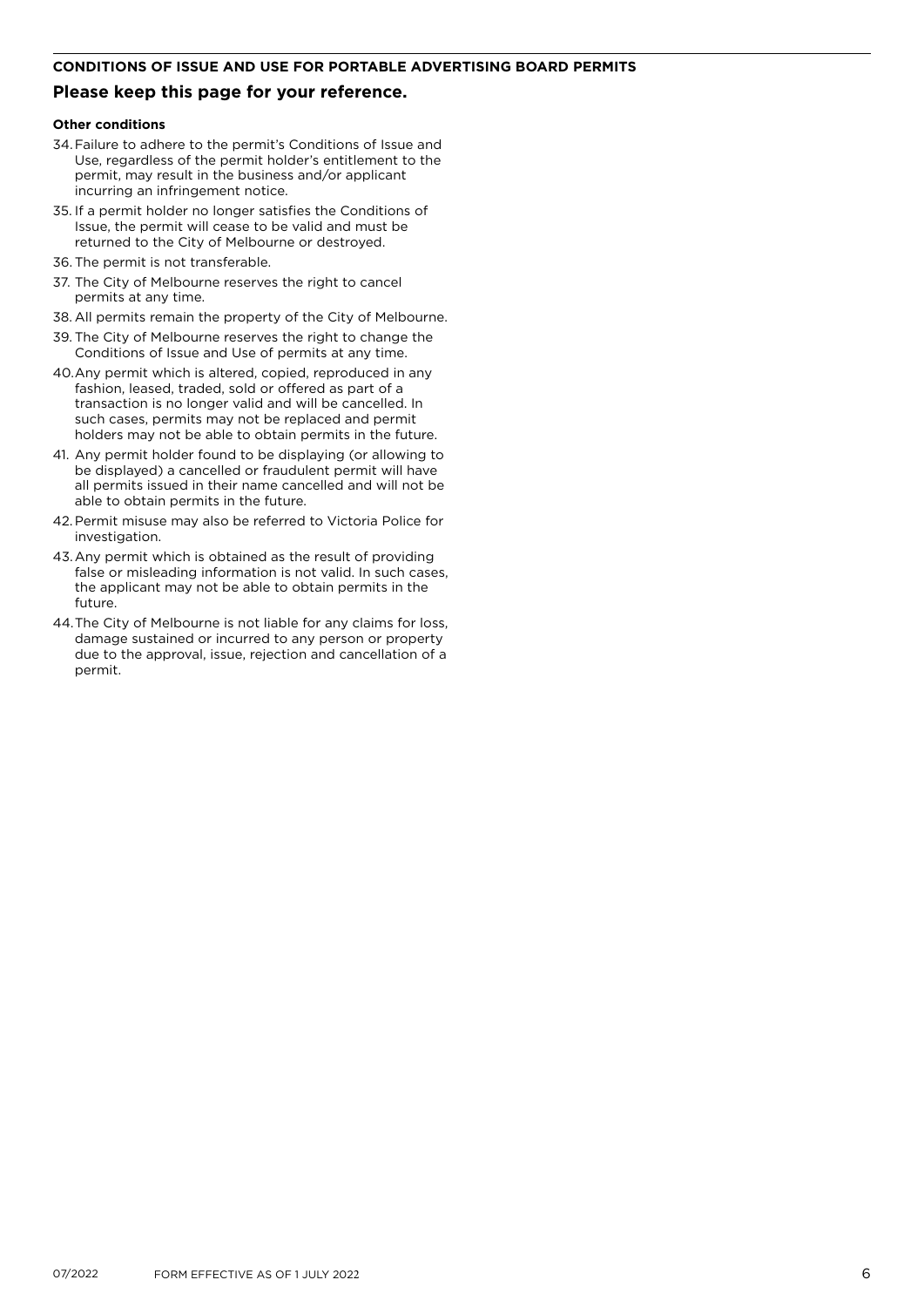**CONDITIONS OF ISSUE AND USE FOR PORTABLE ADVERTISING BOARD PERMITS**

## Please keep this page for your reference.

**Other conditions**

34. Failure to adhere to the permit's Conditions of Issue and Use, regardless of the permit holder's entitlement to the permit, may result in the business and/or applicant incurring an infringement notice.
35. If a permit holder no longer satisfies the Conditions of Issue, the permit will cease to be valid and must be returned to the City of Melbourne or destroyed.
36. The permit is not transferable.
37. The City of Melbourne reserves the right to cancel permits at any time.
38. All permits remain the property of the City of Melbourne.
39. The City of Melbourne reserves the right to change the Conditions of Issue and Use of permits at any time.
40. Any permit which is altered, copied, reproduced in any fashion, leased, traded, sold or offered as part of a transaction is no longer valid and will be cancelled. In such cases, permits may not be replaced and permit holders may not be able to obtain permits in the future.
41. Any permit holder found to be displaying (or allowing to be displayed) a cancelled or fraudulent permit will have all permits issued in their name cancelled and will not be able to obtain permits in the future.
42. Permit misuse may also be referred to Victoria Police for investigation.
43. Any permit which is obtained as the result of providing false or misleading information is not valid. In such cases, the applicant may not be able to obtain permits in the future.
44. The City of Melbourne is not liable for any claims for loss, damage sustained or incurred to any person or property due to the approval, issue, rejection and cancellation of a permit.